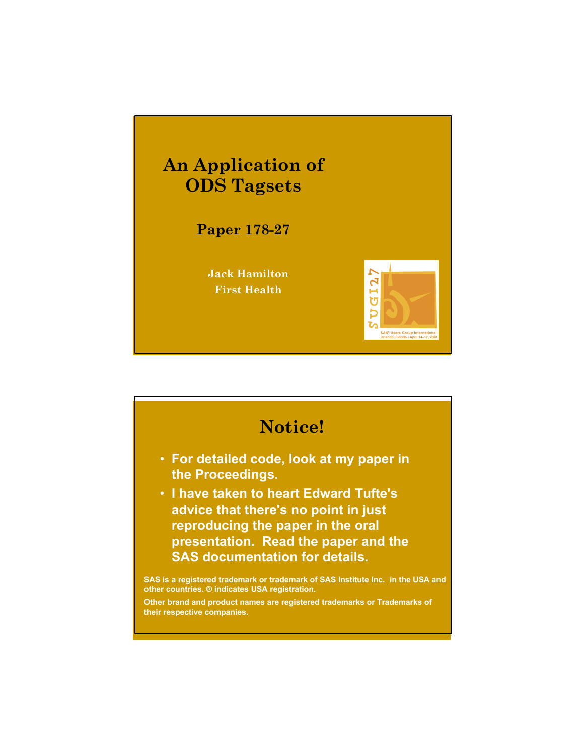# An Application of ODS Tagsets

### Paper 178-27

Jack Hamilton
First Health

SUGI27
SAS® Users Group International
Orlando, Florida • April 14–17, 2002

## Notice!

- For detailed code, look at my paper in the Proceedings.
- I have taken to heart Edward Tufte's advice that there's no point in just reproducing the paper in the oral presentation. Read the paper and the SAS documentation for details.

SAS is a registered trademark or trademark of SAS Institute Inc. in the USA and other countries. ® indicates USA registration.

Other brand and product names are registered trademarks or Trademarks of their respective companies.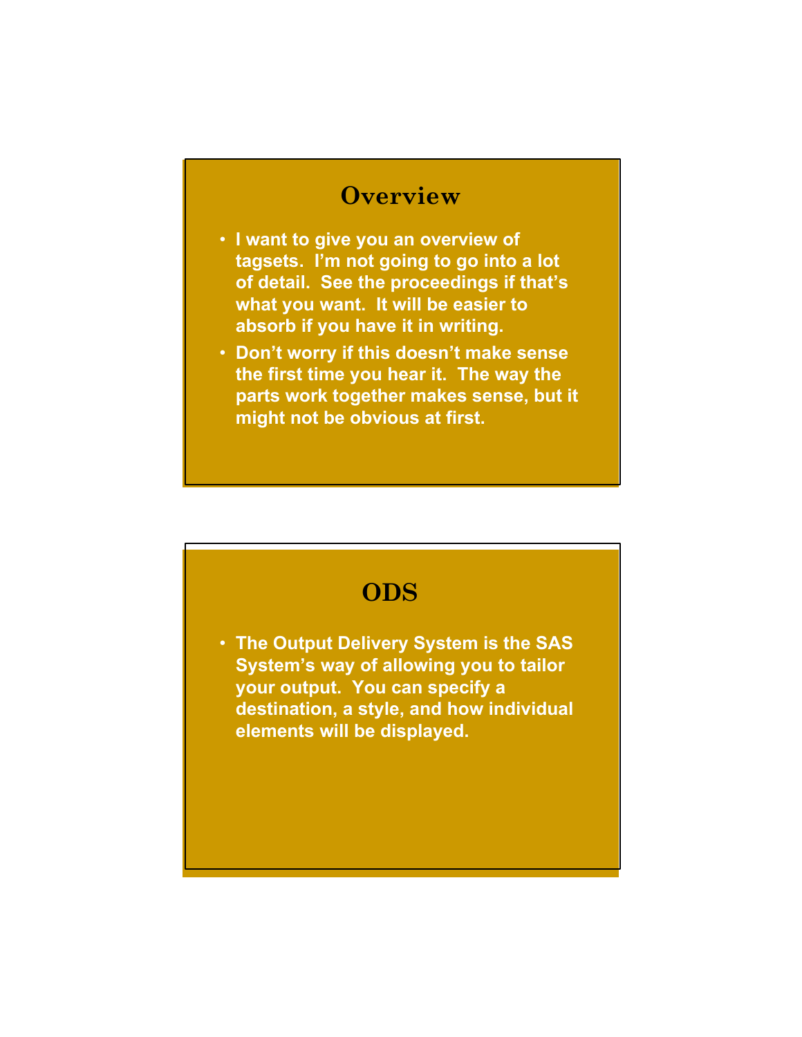## Overview

- I want to give you an overview of tagsets. I’m not going to go into a lot of detail. See the proceedings if that’s what you want. It will be easier to absorb if you have it in writing.
- Don’t worry if this doesn’t make sense the first time you hear it. The way the parts work together makes sense, but it might not be obvious at first.

## ODS

- The Output Delivery System is the SAS System’s way of allowing you to tailor your output. You can specify a destination, a style, and how individual elements will be displayed.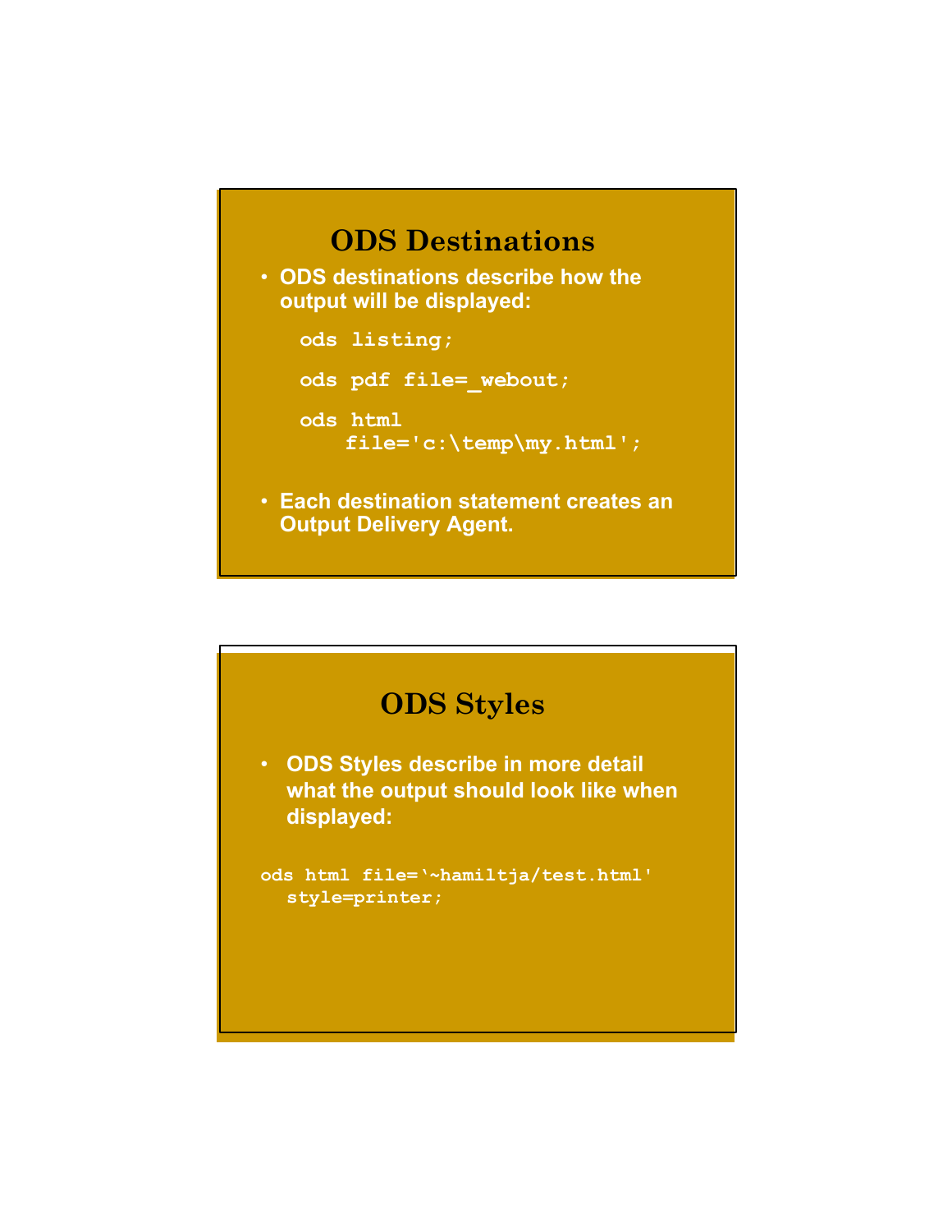## ODS Destinations

- ODS destinations describe how the output will be displayed:

```
ods listing;

ods pdf file=_webout;

ods html
    file='c:\temp\my.html';
```

- Each destination statement creates an Output Delivery Agent.

## ODS Styles

- ODS Styles describe in more detail what the output should look like when displayed:

```
ods html file='~hamiltja/test.html'
  style=printer;
```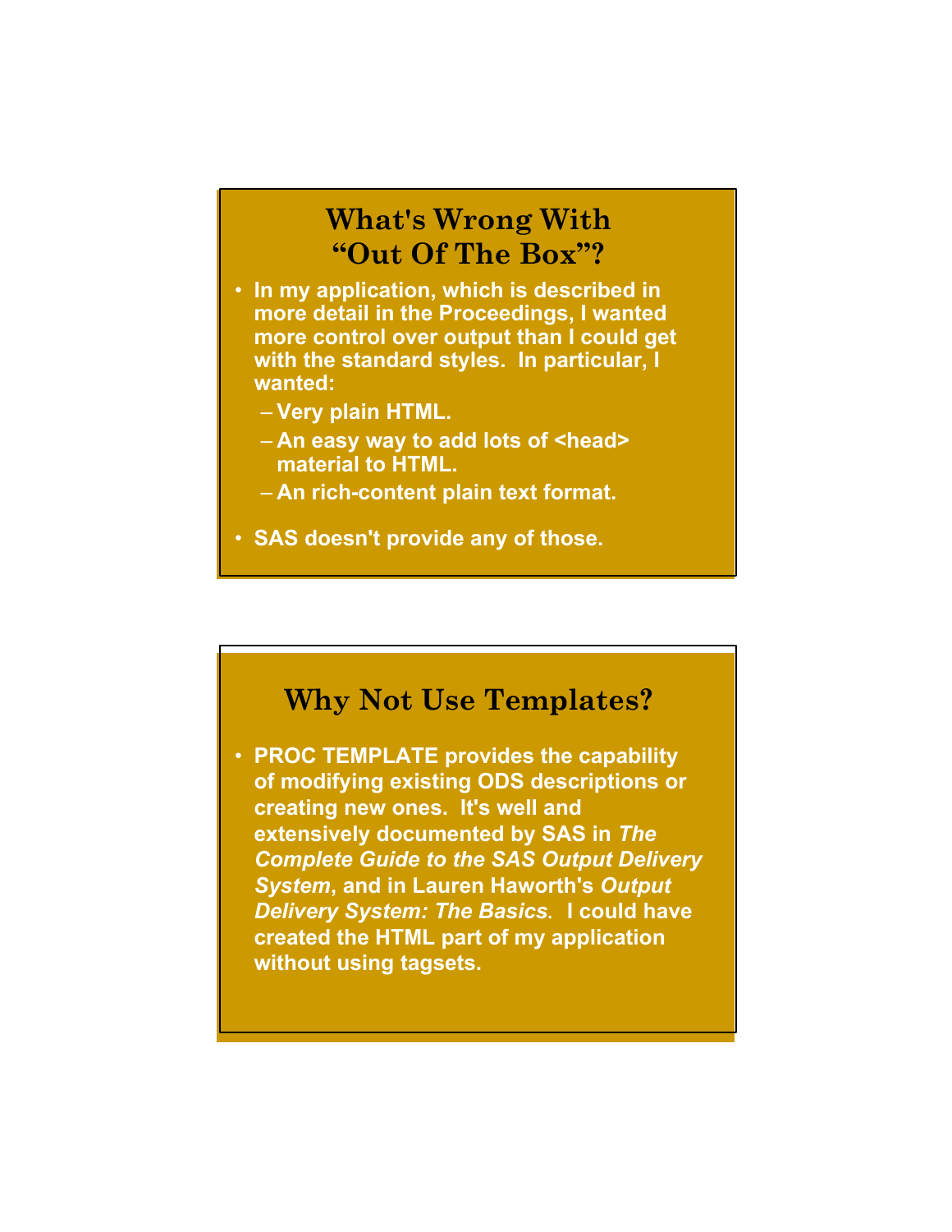## What's Wrong With "Out Of The Box"?

- **In my application, which is described in more detail in the Proceedings, I wanted more control over output than I could get with the standard styles. In particular, I wanted:**
  - **Very plain HTML.**
  - **An easy way to add lots of <head> material to HTML.**
  - **An rich-content plain text format.**
- **SAS doesn't provide any of those.**

## Why Not Use Templates?

- **PROC TEMPLATE provides the capability of modifying existing ODS descriptions or creating new ones. It's well and extensively documented by SAS in *The Complete Guide to the SAS Output Delivery System*, and in Lauren Haworth's *Output Delivery System: The Basics*. I could have created the HTML part of my application without using tagsets.**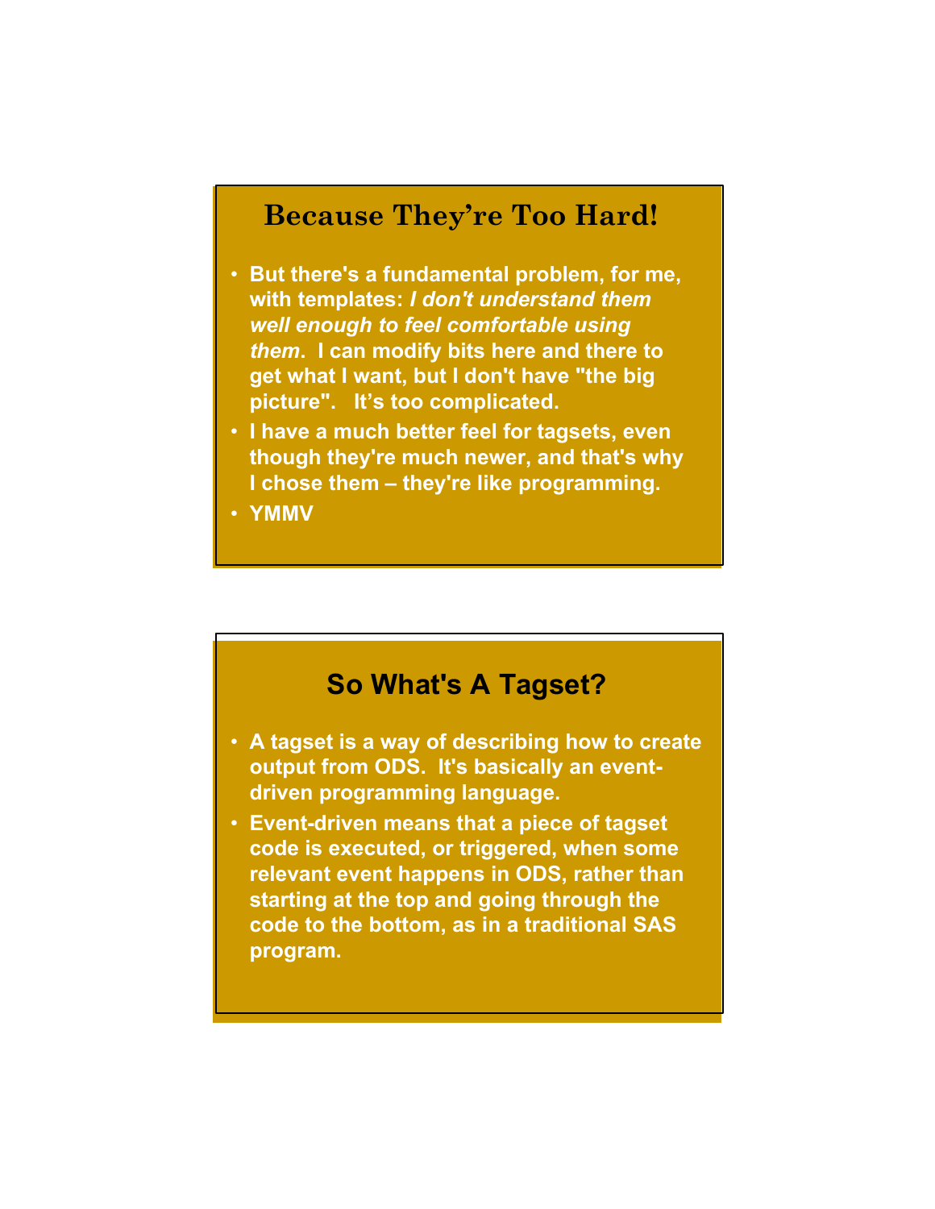## Because They're Too Hard!

- But there's a fundamental problem, for me, with templates: ***I don't understand them well enough to feel comfortable using them***. I can modify bits here and there to get what I want, but I don't have "the big picture". It's too complicated.
- I have a much better feel for tagsets, even though they're much newer, and that's why I chose them – they're like programming.
- YMMV

## So What's A Tagset?

- A tagset is a way of describing how to create output from ODS. It's basically an event-driven programming language.
- Event-driven means that a piece of tagset code is executed, or triggered, when some relevant event happens in ODS, rather than starting at the top and going through the code to the bottom, as in a traditional SAS program.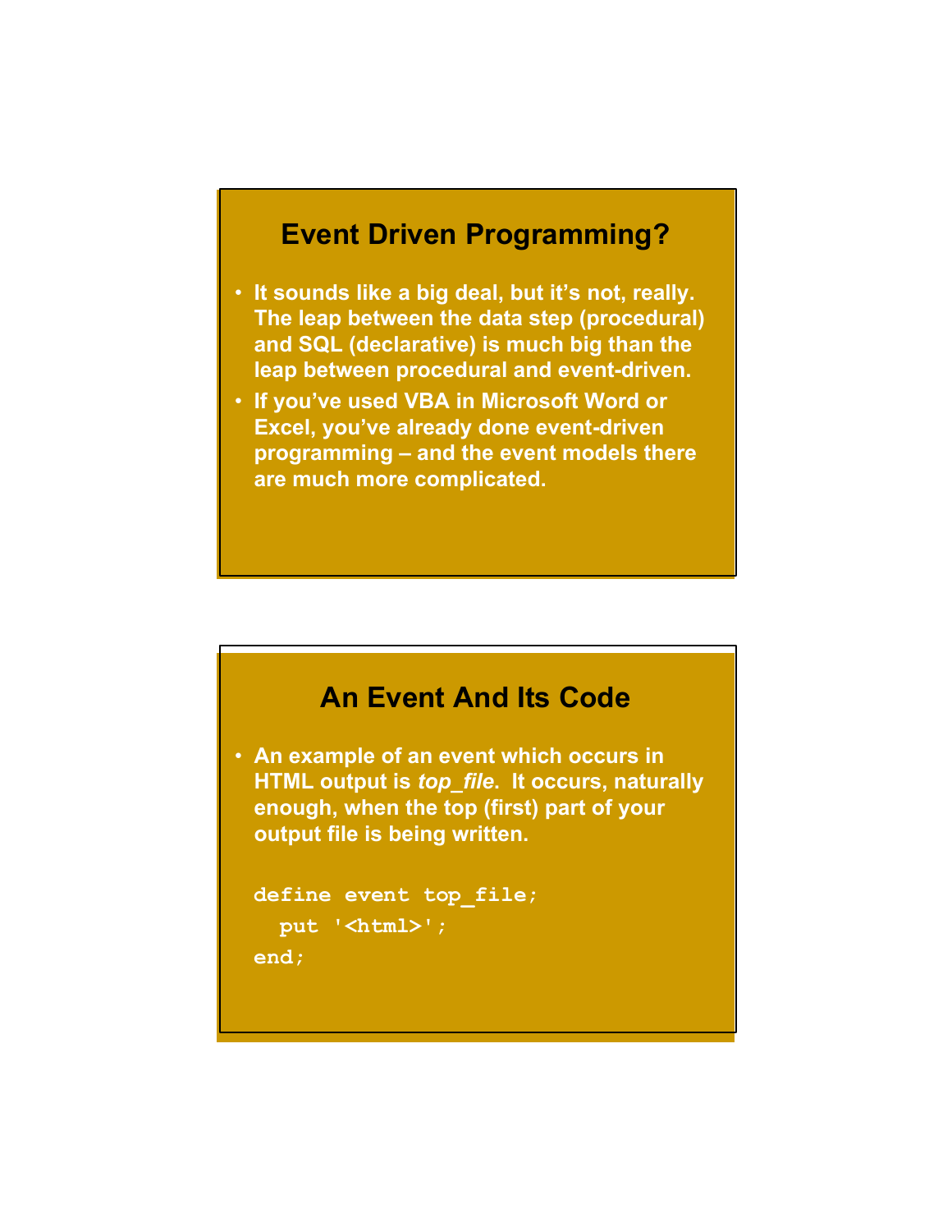## Event Driven Programming?

- It sounds like a big deal, but it's not, really. The leap between the data step (procedural) and SQL (declarative) is much big than the leap between procedural and event-driven.
- If you've used VBA in Microsoft Word or Excel, you've already done event-driven programming – and the event models there are much more complicated.

## An Event And Its Code

- An example of an event which occurs in HTML output is *top_file*. It occurs, naturally enough, when the top (first) part of your output file is being written.

```
define event top_file;
  put '<html>';
end;
```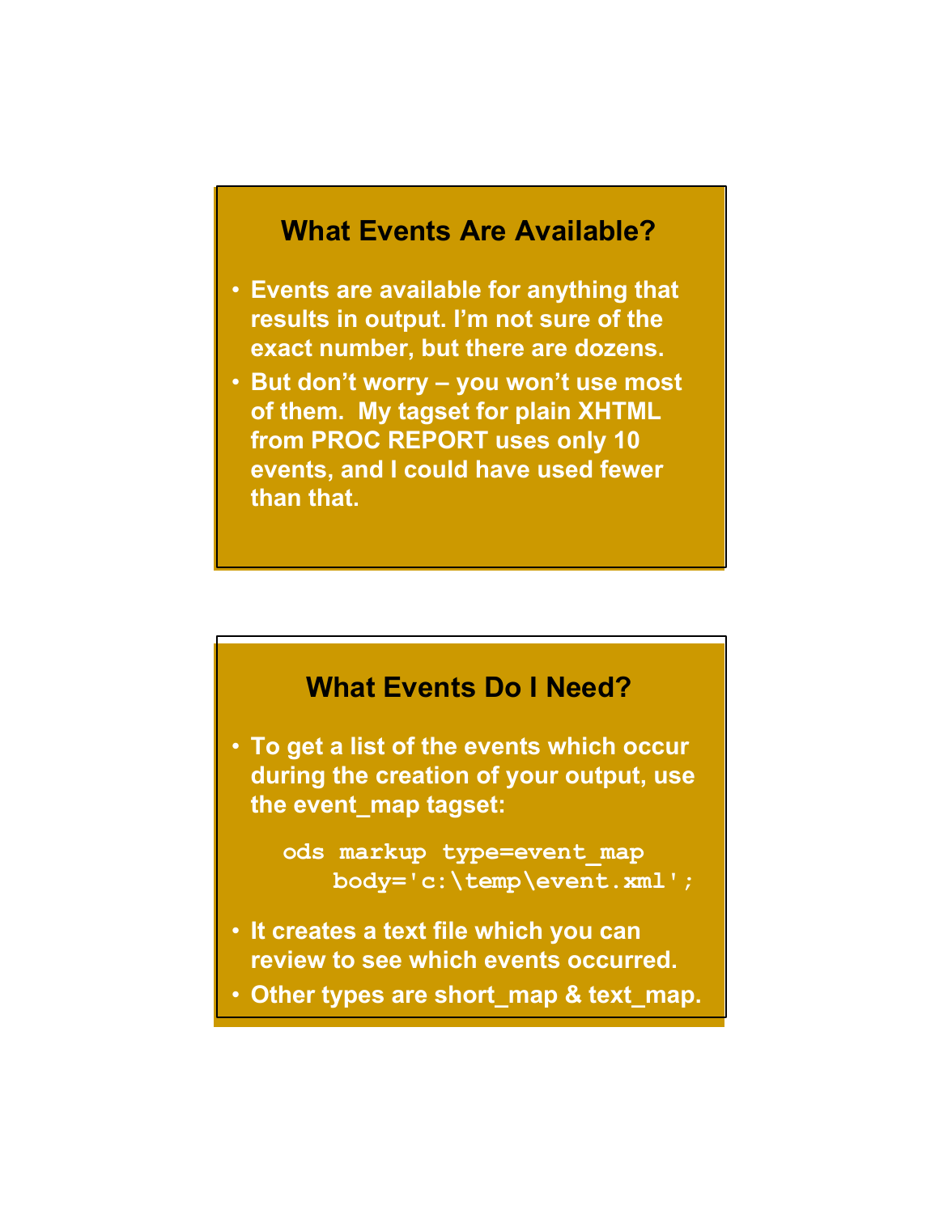## What Events Are Available?

- Events are available for anything that results in output. I'm not sure of the exact number, but there are dozens.
- But don't worry – you won't use most of them. My tagset for plain XHTML from PROC REPORT uses only 10 events, and I could have used fewer than that.

## What Events Do I Need?

- To get a list of the events which occur during the creation of your output, use the event_map tagset:

```
ods markup type=event_map
    body='c:\temp\event.xml';
```

- It creates a text file which you can review to see which events occurred.
- Other types are short_map & text_map.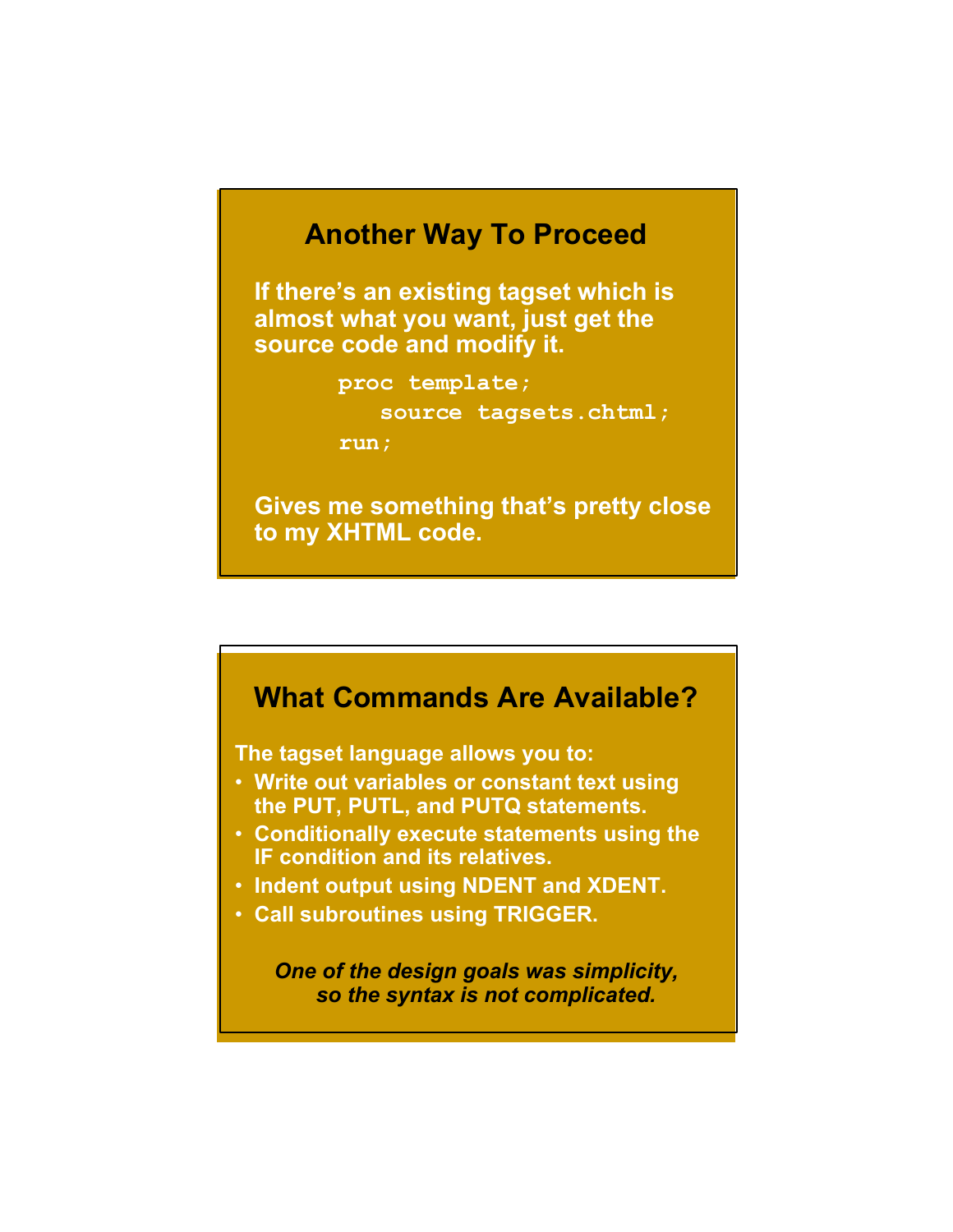## Another Way To Proceed

If there's an existing tagset which is almost what you want, just get the source code and modify it.

```
proc template;
   source tagsets.chtml;
run;
```

Gives me something that's pretty close to my XHTML code.

## What Commands Are Available?

The tagset language allows you to:

- Write out variables or constant text using the PUT, PUTL, and PUTQ statements.
- Conditionally execute statements using the IF condition and its relatives.
- Indent output using NDENT and XDENT.
- Call subroutines using TRIGGER.

*One of the design goals was simplicity, so the syntax is not complicated.*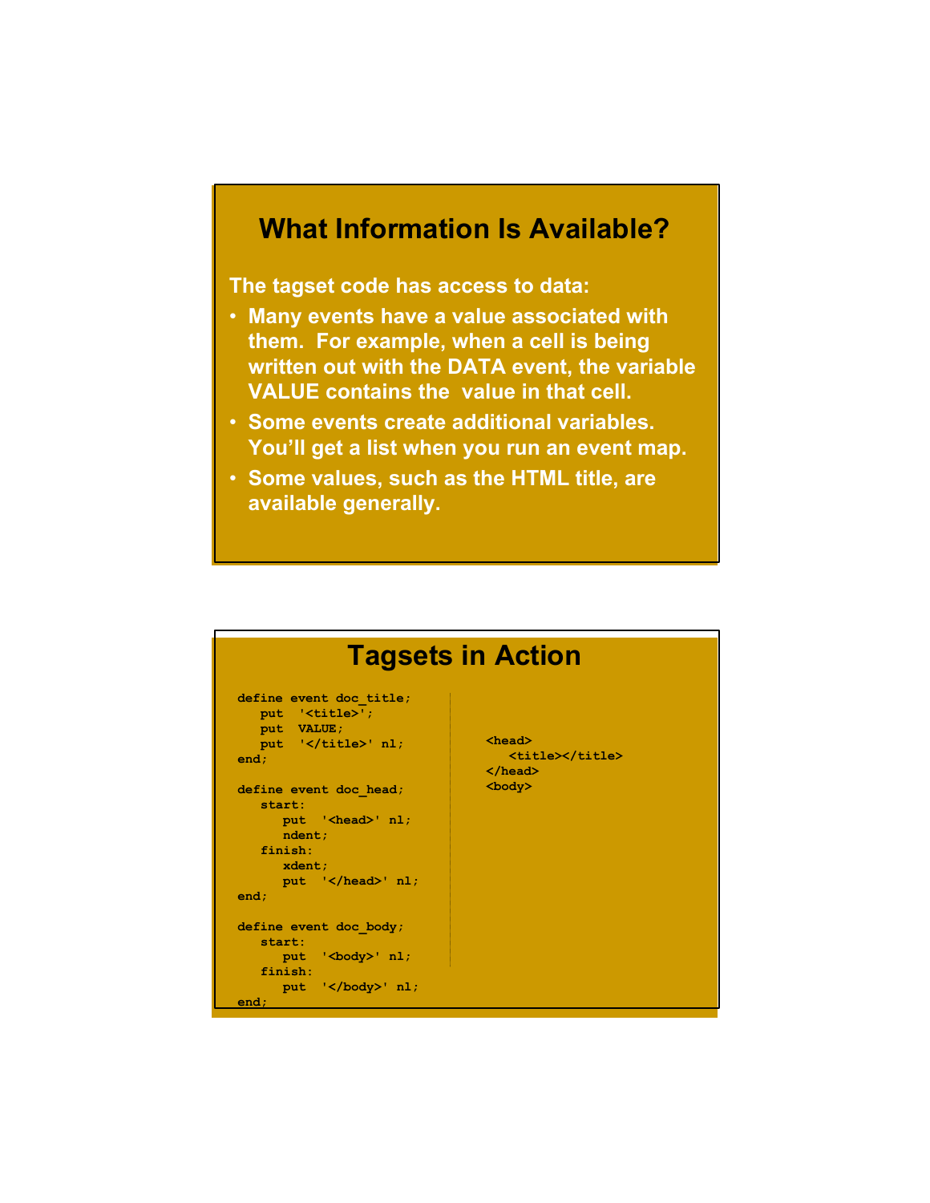## What Information Is Available?

**The tagset code has access to data:**

- **Many events have a value associated with them. For example, when a cell is being written out with the DATA event, the variable VALUE contains the value in that cell.**
- **Some events create additional variables. You'll get a list when you run an event map.**
- **Some values, such as the HTML title, are available generally.**

## Tagsets in Action

```
define event doc_title;
   put  '<title>';
   put  VALUE;
   put  '</title>' nl;
end;

define event doc_head;
   start:
      put  '<head>' nl;
      ndent;
   finish:
      xdent;
      put  '</head>' nl;
end;

define event doc_body;
   start:
      put  '<body>' nl;
   finish:
      put  '</body>' nl;
end;
```

```
<head>
   <title></title>
</head>
<body>
```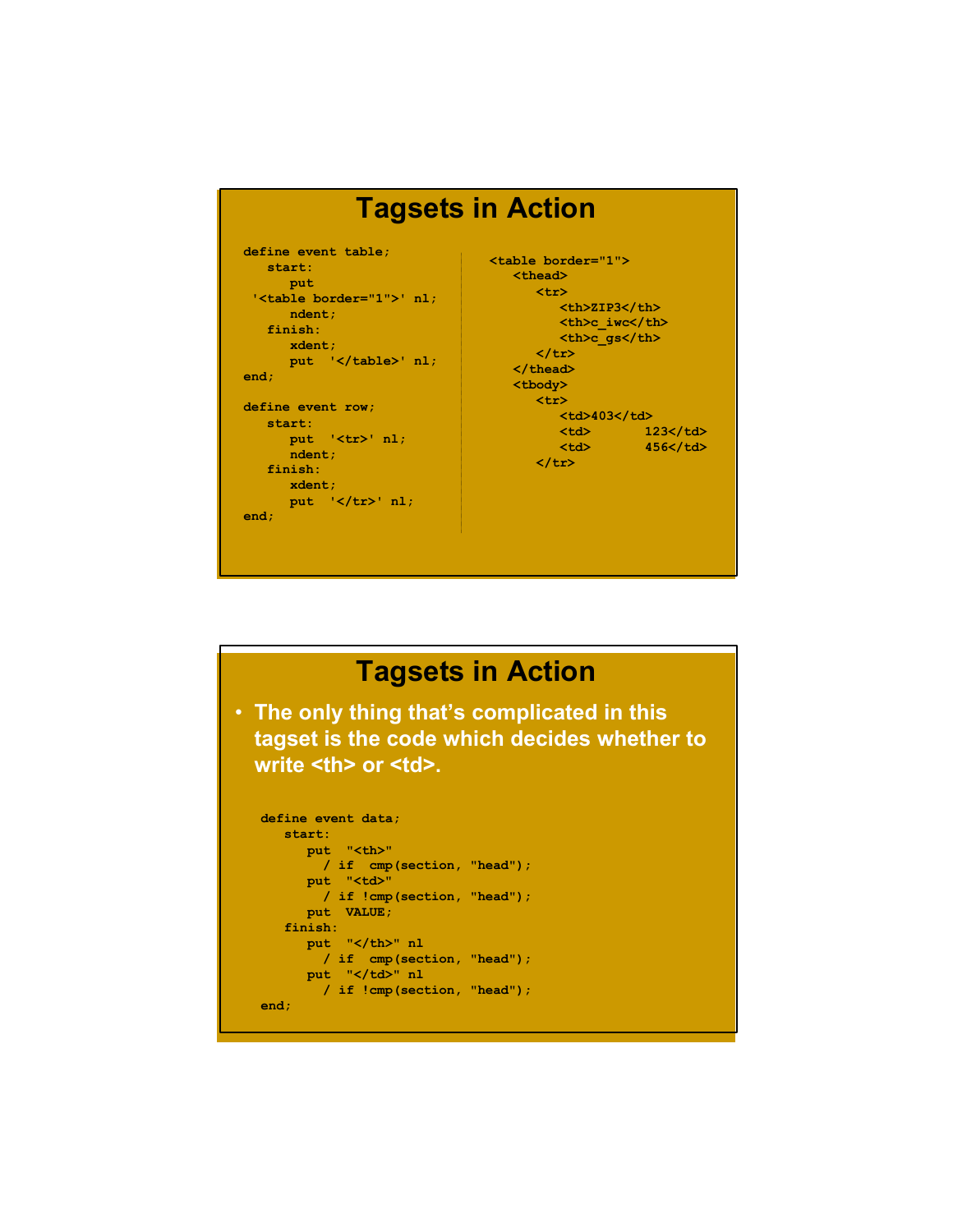## Tagsets in Action

```
define event table;
   start:
      put
 '<table border="1">' nl;
      ndent;
   finish:
      xdent;
      put  '</table>' nl;
end;

define event row;
   start:
      put  '<tr>' nl;
      ndent;
   finish:
      xdent;
      put  '</tr>' nl;
end;
```

```
<table border="1">
   <thead>
      <tr>
         <th>ZIP3</th>
         <th>c_iwc</th>
         <th>c_gs</th>
      </tr>
   </thead>
   <tbody>
      <tr>
         <td>403</td>
         <td>       123</td>
         <td>       456</td>
      </tr>
```

## Tagsets in Action

- The only thing that's complicated in this tagset is the code which decides whether to write <th> or <td>.

```
define event data;
   start:
      put  "<th>"
        / if  cmp(section, "head");
      put  "<td>"
        / if !cmp(section, "head");
      put  VALUE;
   finish:
      put  "</th>" nl
        / if  cmp(section, "head");
      put  "</td>" nl
        / if !cmp(section, "head");
end;
```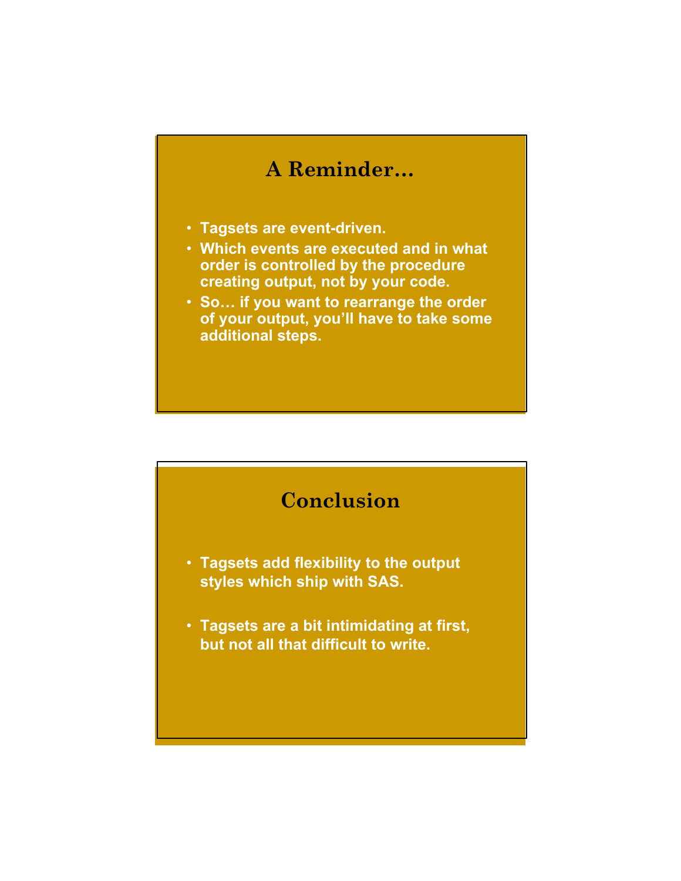## A Reminder…

- Tagsets are event-driven.
- Which events are executed and in what order is controlled by the procedure creating output, not by your code.
- So… if you want to rearrange the order of your output, you'll have to take some additional steps.

## Conclusion

- Tagsets add flexibility to the output styles which ship with SAS.
- Tagsets are a bit intimidating at first, but not all that difficult to write.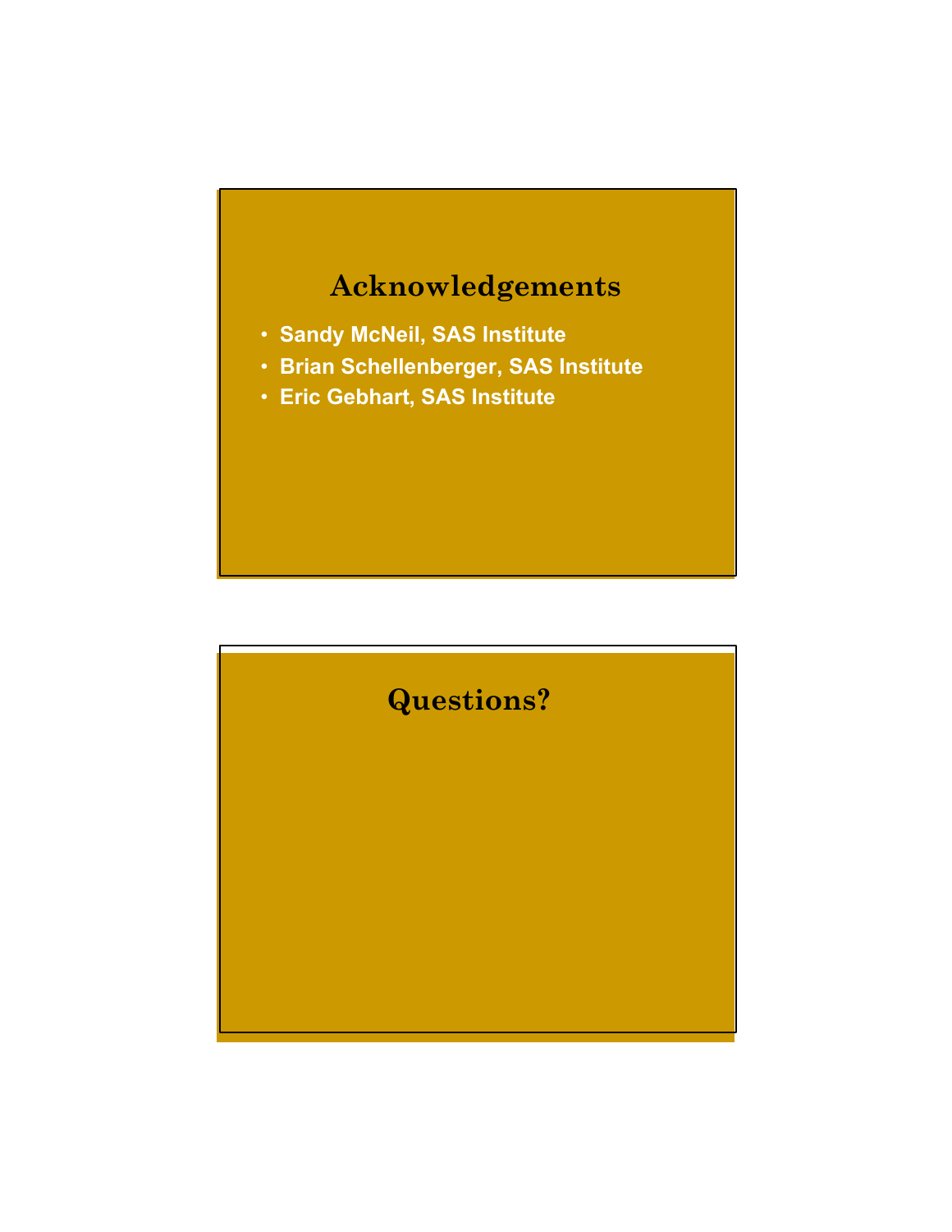## Acknowledgements

- Sandy McNeil, SAS Institute
- Brian Schellenberger, SAS Institute
- Eric Gebhart, SAS Institute

## Questions?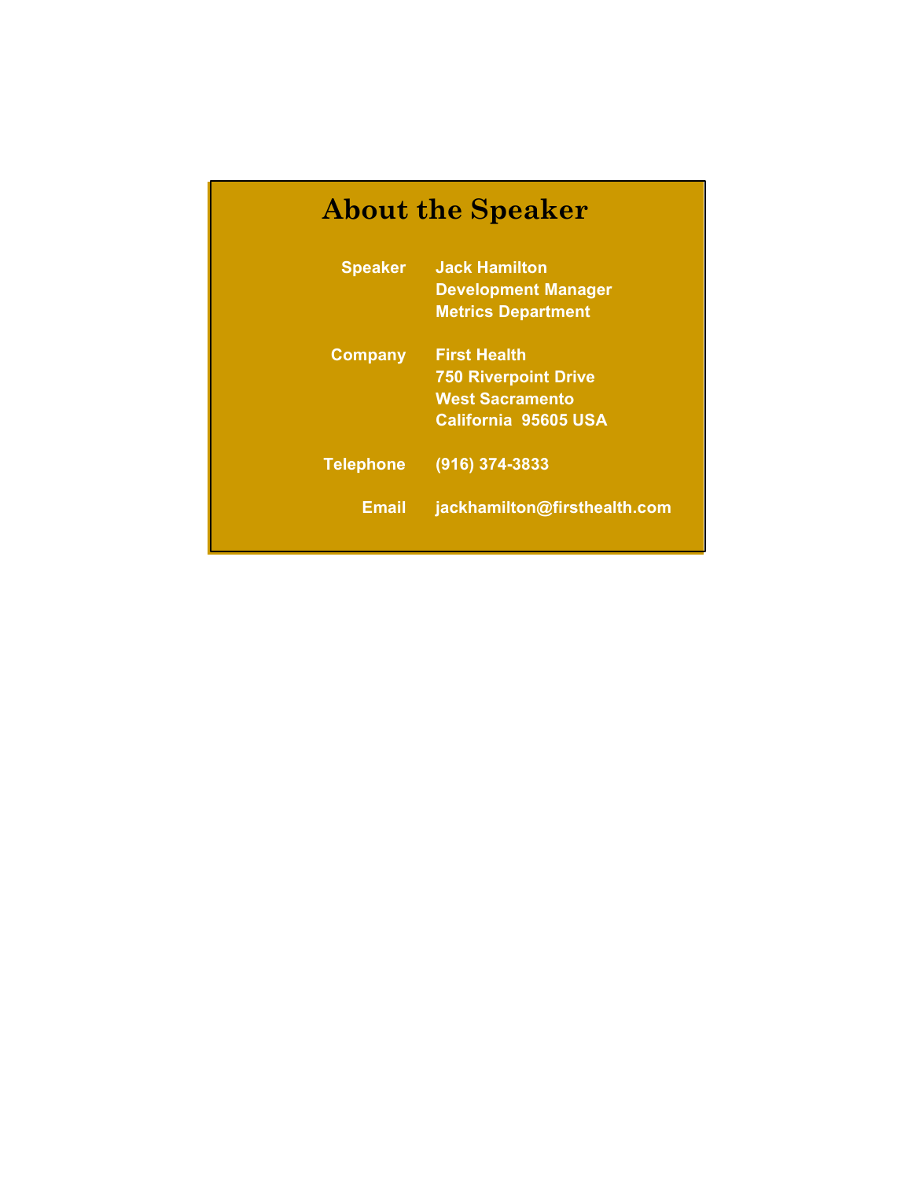# About the Speaker

| | |
|---|---|
| **Speaker** | **Jack Hamilton**<br>**Development Manager**<br>**Metrics Department** |
| **Company** | **First Health**<br>**750 Riverpoint Drive**<br>**West Sacramento**<br>**California  95605 USA** |
| **Telephone** | **(916) 374-3833** |
| **Email** | **jackhamilton@firsthealth.com** |